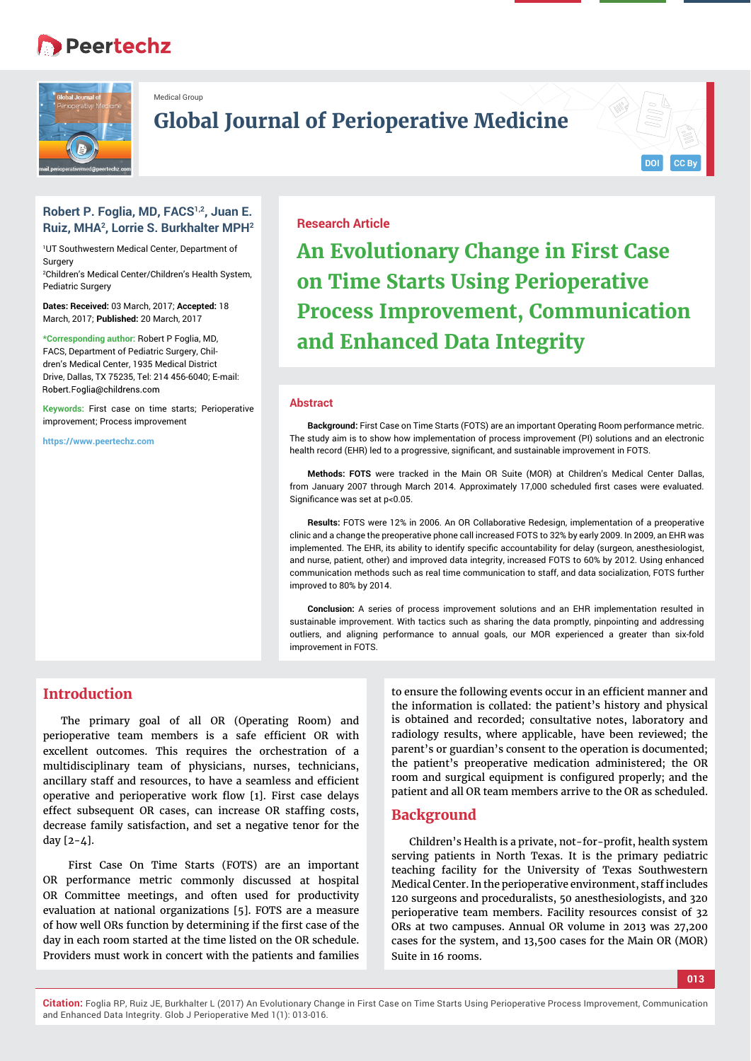Medical Group

# Global Journal of Perioperative Medicine

**Robert P. Foglia, MD, FACS[1,2], Juan E. Ruiz, MHA[2], Lorrie S. Burkhalter MPH[2]**

[1]UT Southwestern Medical Center, Department of Surgery
[2]Children's Medical Center/Children's Health System, Pediatric Surgery

**Dates: Received:** 03 March, 2017; **Accepted:** 18 March, 2017; **Published:** 20 March, 2017

**\*Corresponding author:** Robert P Foglia, MD, FACS, Department of Pediatric Surgery, Children's Medical Center, 1935 Medical District Drive, Dallas, TX 75235, Tel: 214 456-6040; E-mail: Robert.Foglia@childrens.com

**Keywords:** First case on time starts; Perioperative improvement; Process improvement

https://www.peertechz.com

Research Article

# An Evolutionary Change in First Case on Time Starts Using Perioperative Process Improvement, Communication and Enhanced Data Integrity

## Abstract

**Background:** First Case on Time Starts (FOTS) are an important Operating Room performance metric. The study aim is to show how implementation of process improvement (PI) solutions and an electronic health record (EHR) led to a progressive, significant, and sustainable improvement in FOTS.

**Methods: FOTS** were tracked in the Main OR Suite (MOR) at Children's Medical Center Dallas, from January 2007 through March 2014. Approximately 17,000 scheduled first cases were evaluated. Significance was set at $p<0.05$.

**Results:** FOTS were 12% in 2006. An OR Collaborative Redesign, implementation of a preoperative clinic and a change the preoperative phone call increased FOTS to 32% by early 2009. In 2009, an EHR was implemented. The EHR, its ability to identify specific accountability for delay (surgeon, anesthesiologist, and nurse, patient, other) and improved data integrity, increased FOTS to 60% by 2012. Using enhanced communication methods such as real time communication to staff, and data socialization, FOTS further improved to 80% by 2014.

**Conclusion:** A series of process improvement solutions and an EHR implementation resulted in sustainable improvement. With tactics such as sharing the data promptly, pinpointing and addressing outliers, and aligning performance to annual goals, our MOR experienced a greater than six-fold improvement in FOTS.

## Introduction

The primary goal of all OR (Operating Room) and perioperative team members is a safe efficient OR with excellent outcomes. This requires the orchestration of a multidisciplinary team of physicians, nurses, technicians, ancillary staff and resources, to have a seamless and efficient operative and perioperative work flow [1]. First case delays effect subsequent OR cases, can increase OR staffing costs, decrease family satisfaction, and set a negative tenor for the day [2-4].

First Case On Time Starts (FOTS) are an important OR performance metric commonly discussed at hospital OR Committee meetings, and often used for productivity evaluation at national organizations [5]. FOTS are a measure of how well ORs function by determining if the first case of the day in each room started at the time listed on the OR schedule. Providers must work in concert with the patients and families to ensure the following events occur in an efficient manner and the information is collated: the patient's history and physical is obtained and recorded; consultative notes, laboratory and radiology results, where applicable, have been reviewed; the parent's or guardian's consent to the operation is documented; the patient's preoperative medication administered; the OR room and surgical equipment is configured properly; and the patient and all OR team members arrive to the OR as scheduled.

## Background

Children's Health is a private, not-for-profit, health system serving patients in North Texas. It is the primary pediatric teaching facility for the University of Texas Southwestern Medical Center. In the perioperative environment, staff includes 120 surgeons and proceduralists, 50 anesthesiologists, and 320 perioperative team members. Facility resources consist of 32 ORs at two campuses. Annual OR volume in 2013 was 27,200 cases for the system, and 13,500 cases for the Main OR (MOR) Suite in 16 rooms.

**Citation:** Foglia RP, Ruiz JE, Burkhalter L (2017) An Evolutionary Change in First Case on Time Starts Using Perioperative Process Improvement, Communication and Enhanced Data Integrity. Glob J Perioperative Med 1(1): 013-016.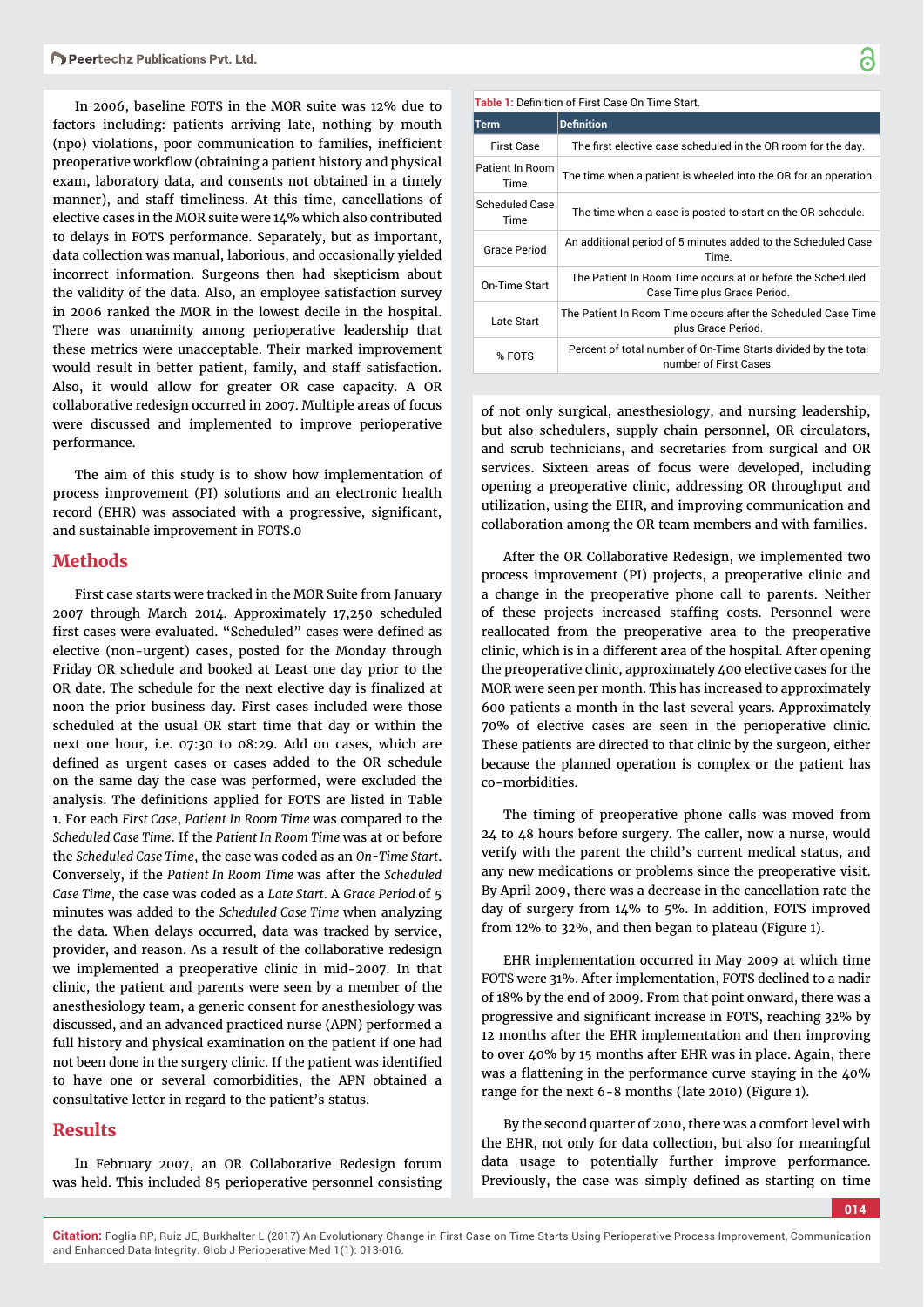In 2006, baseline FOTS in the MOR suite was 12% due to factors including: patients arriving late, nothing by mouth (npo) violations, poor communication to families, inefficient preoperative workflow (obtaining a patient history and physical exam, laboratory data, and consents not obtained in a timely manner), and staff timeliness. At this time, cancellations of elective cases in the MOR suite were 14% which also contributed to delays in FOTS performance. Separately, but as important, data collection was manual, laborious, and occasionally yielded incorrect information. Surgeons then had skepticism about the validity of the data. Also, an employee satisfaction survey in 2006 ranked the MOR in the lowest decile in the hospital. There was unanimity among perioperative leadership that these metrics were unacceptable. Their marked improvement would result in better patient, family, and staff satisfaction. Also, it would allow for greater OR case capacity. A OR collaborative redesign occurred in 2007. Multiple areas of focus were discussed and implemented to improve perioperative performance.

The aim of this study is to show how implementation of process improvement (PI) solutions and an electronic health record (EHR) was associated with a progressive, significant, and sustainable improvement in FOTS.0

## Methods

First case starts were tracked in the MOR Suite from January 2007 through March 2014. Approximately 17,250 scheduled first cases were evaluated. "Scheduled" cases were defined as elective (non-urgent) cases, posted for the Monday through Friday OR schedule and booked at Least one day prior to the OR date. The schedule for the next elective day is finalized at noon the prior business day. First cases included were those scheduled at the usual OR start time that day or within the next one hour, i.e. 07:30 to 08:29. Add on cases, which are defined as urgent cases or cases added to the OR schedule on the same day the case was performed, were excluded the analysis. The definitions applied for FOTS are listed in Table 1. For each *First Case*, *Patient In Room Time* was compared to the *Scheduled Case Time*. If the *Patient In Room Time* was at or before the *Scheduled Case Time*, the case was coded as an *On-Time Start*. Conversely, if the *Patient In Room Time* was after the *Scheduled Case Time*, the case was coded as a *Late Start*. A *Grace Period* of 5 minutes was added to the *Scheduled Case Time* when analyzing the data. When delays occurred, data was tracked by service, provider, and reason. As a result of the collaborative redesign we implemented a preoperative clinic in mid-2007. In that clinic, the patient and parents were seen by a member of the anesthesiology team, a generic consent for anesthesiology was discussed, and an advanced practiced nurse (APN) performed a full history and physical examination on the patient if one had not been done in the surgery clinic. If the patient was identified to have one or several comorbidities, the APN obtained a consultative letter in regard to the patient's status.

**Table 1:** Definition of First Case On Time Start.

| Term | Definition |
|---|---|
| First Case | The first elective case scheduled in the OR room for the day. |
| Patient In Room Time | The time when a patient is wheeled into the OR for an operation. |
| Scheduled Case Time | The time when a case is posted to start on the OR schedule. |
| Grace Period | An additional period of 5 minutes added to the Scheduled Case Time. |
| On-Time Start | The Patient In Room Time occurs at or before the Scheduled Case Time plus Grace Period. |
| Late Start | The Patient In Room Time occurs after the Scheduled Case Time plus Grace Period. |
| % FOTS | Percent of total number of On-Time Starts divided by the total number of First Cases. |

## Results

In February 2007, an OR Collaborative Redesign forum was held. This included 85 perioperative personnel consisting of not only surgical, anesthesiology, and nursing leadership, but also schedulers, supply chain personnel, OR circulators, and scrub technicians, and secretaries from surgical and OR services. Sixteen areas of focus were developed, including opening a preoperative clinic, addressing OR throughput and utilization, using the EHR, and improving communication and collaboration among the OR team members and with families.

After the OR Collaborative Redesign, we implemented two process improvement (PI) projects, a preoperative clinic and a change in the preoperative phone call to parents. Neither of these projects increased staffing costs. Personnel were reallocated from the preoperative area to the preoperative clinic, which is in a different area of the hospital. After opening the preoperative clinic, approximately 400 elective cases for the MOR were seen per month. This has increased to approximately 600 patients a month in the last several years. Approximately 70% of elective cases are seen in the perioperative clinic. These patients are directed to that clinic by the surgeon, either because the planned operation is complex or the patient has co-morbidities.

The timing of preoperative phone calls was moved from 24 to 48 hours before surgery. The caller, now a nurse, would verify with the parent the child's current medical status, and any new medications or problems since the preoperative visit. By April 2009, there was a decrease in the cancellation rate the day of surgery from 14% to 5%. In addition, FOTS improved from 12% to 32%, and then began to plateau (Figure 1).

EHR implementation occurred in May 2009 at which time FOTS were 31%. After implementation, FOTS declined to a nadir of 18% by the end of 2009. From that point onward, there was a progressive and significant increase in FOTS, reaching 32% by 12 months after the EHR implementation and then improving to over 40% by 15 months after EHR was in place. Again, there was a flattening in the performance curve staying in the 40% range for the next 6-8 months (late 2010) (Figure 1).

By the second quarter of 2010, there was a comfort level with the EHR, not only for data collection, but also for meaningful data usage to potentially further improve performance. Previously, the case was simply defined as starting on time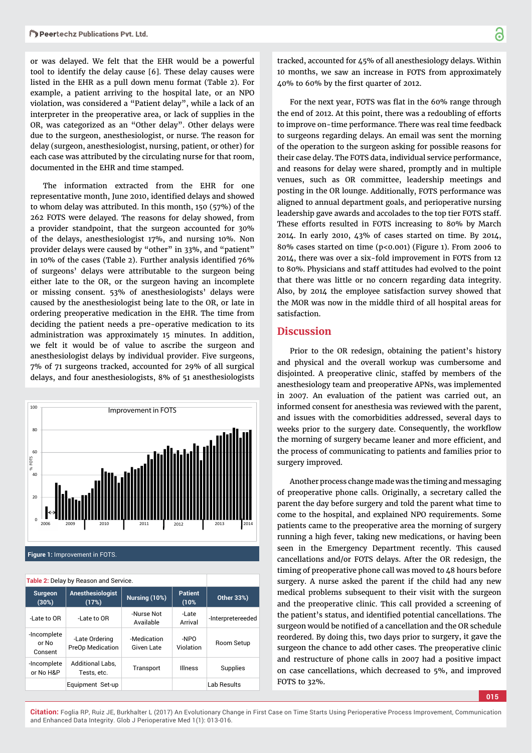or was delayed. We felt that the EHR would be a powerful tool to identify the delay cause [6]. These delay causes were listed in the EHR as a pull down menu format (Table 2). For example, a patient arriving to the hospital late, or an NPO violation, was considered a "Patient delay", while a lack of an interpreter in the preoperative area, or lack of supplies in the OR, was categorized as an "Other delay". Other delays were due to the surgeon, anesthesiologist, or nurse. The reason for delay (surgeon, anesthesiologist, nursing, patient, or other) for each case was attributed by the circulating nurse for that room, documented in the EHR and time stamped.

The information extracted from the EHR for one representative month, June 2010, identified delays and showed to whom delay was attributed. In this month, 150 (57%) of the 262 FOTS were delayed. The reasons for delay showed, from a provider standpoint, that the surgeon accounted for 30% of the delays, anesthesiologist 17%, and nursing 10%. Non provider delays were caused by "other" in 33%, and "patient" in 10% of the cases (Table 2). Further analysis identified 76% of surgeons' delays were attributable to the surgeon being either late to the OR, or the surgeon having an incomplete or missing consent. 53% of anesthesiologists' delays were caused by the anesthesiologist being late to the OR, or late in ordering preoperative medication in the EHR. The time from deciding the patient needs a pre-operative medication to its administration was approximately 15 minutes. In addition, we felt it would be of value to ascribe the surgeon and anesthesiologist delays by individual provider. Five surgeons, 7% of 71 surgeons tracked, accounted for 29% of all surgical delays, and four anesthesiologists, 8% of 51 anesthesiologists tracked, accounted for 45% of all anesthesiology delays. Within 10 months, we saw an increase in FOTS from approximately 40% to 60% by the first quarter of 2012.

For the next year, FOTS was flat in the 60% range through the end of 2012. At this point, there was a redoubling of efforts to improve on-time performance. There was real time feedback to surgeons regarding delays. An email was sent the morning of the operation to the surgeon asking for possible reasons for their case delay. The FOTS data, individual service performance, and reasons for delay were shared, promptly and in multiple venues, such as OR committee, leadership meetings and posting in the OR lounge. Additionally, FOTS performance was aligned to annual department goals, and perioperative nursing leadership gave awards and accolades to the top tier FOTS staff. These efforts resulted in FOTS increasing to 80% by March 2014. In early 2010, 43% of cases started on time. By 2014, 80% cases started on time ($p<0.001$) (Figure 1). From 2006 to 2014, there was over a six-fold improvement in FOTS from 12 to 80%. Physicians and staff attitudes had evolved to the point that there was little or no concern regarding data integrity. Also, by 2014 the employee satisfaction survey showed that the MOR was now in the middle third of all hospital areas for satisfaction.

Figure 1: Improvement in FOTS.

Table 2: Delay by Reason and Service.

| Surgeon (30%) | Anesthesiologist (17%) | Nursing (10%) | Patient (10% | Other 33%) |
|---|---|---|---|---|
| -Late to OR | -Late to OR | -Nurse Not Available | -Late Arrival | -Interpretereeded |
| -Incomplete or No Consent | -Late Ordering PreOp Medication | -Medication Given Late | -NPO Violation | Room Setup |
| -Incomplete or No H&P | Additional Labs, Tests, etc. | Transport | Illness | Supplies |
| | Equipment Set-up | | | Lab Results |

## Discussion

Prior to the OR redesign, obtaining the patient's history and physical and the overall workup was cumbersome and disjointed. A preoperative clinic, staffed by members of the anesthesiology team and preoperative APNs, was implemented in 2007. An evaluation of the patient was carried out, an informed consent for anesthesia was reviewed with the parent, and issues with the comorbidities addressed, several days to weeks prior to the surgery date. Consequently, the workflow the morning of surgery became leaner and more efficient, and the process of communicating to patients and families prior to surgery improved.

Another process change made was the timing and messaging of preoperative phone calls. Originally, a secretary called the parent the day before surgery and told the parent what time to come to the hospital, and explained NPO requirements. Some patients came to the preoperative area the morning of surgery running a high fever, taking new medications, or having been seen in the Emergency Department recently. This caused cancellations and/or FOTS delays. After the OR redesign, the timing of preoperative phone call was moved to 48 hours before surgery. A nurse asked the parent if the child had any new medical problems subsequent to their visit with the surgeon and the preoperative clinic. This call provided a screening of the patient's status, and identified potential cancellations. The surgeon would be notified of a cancellation and the OR schedule reordered. By doing this, two days prior to surgery, it gave the surgeon the chance to add other cases. The preoperative clinic and restructure of phone calls in 2007 had a positive impact on case cancellations, which decreased to 5%, and improved FOTS to 32%.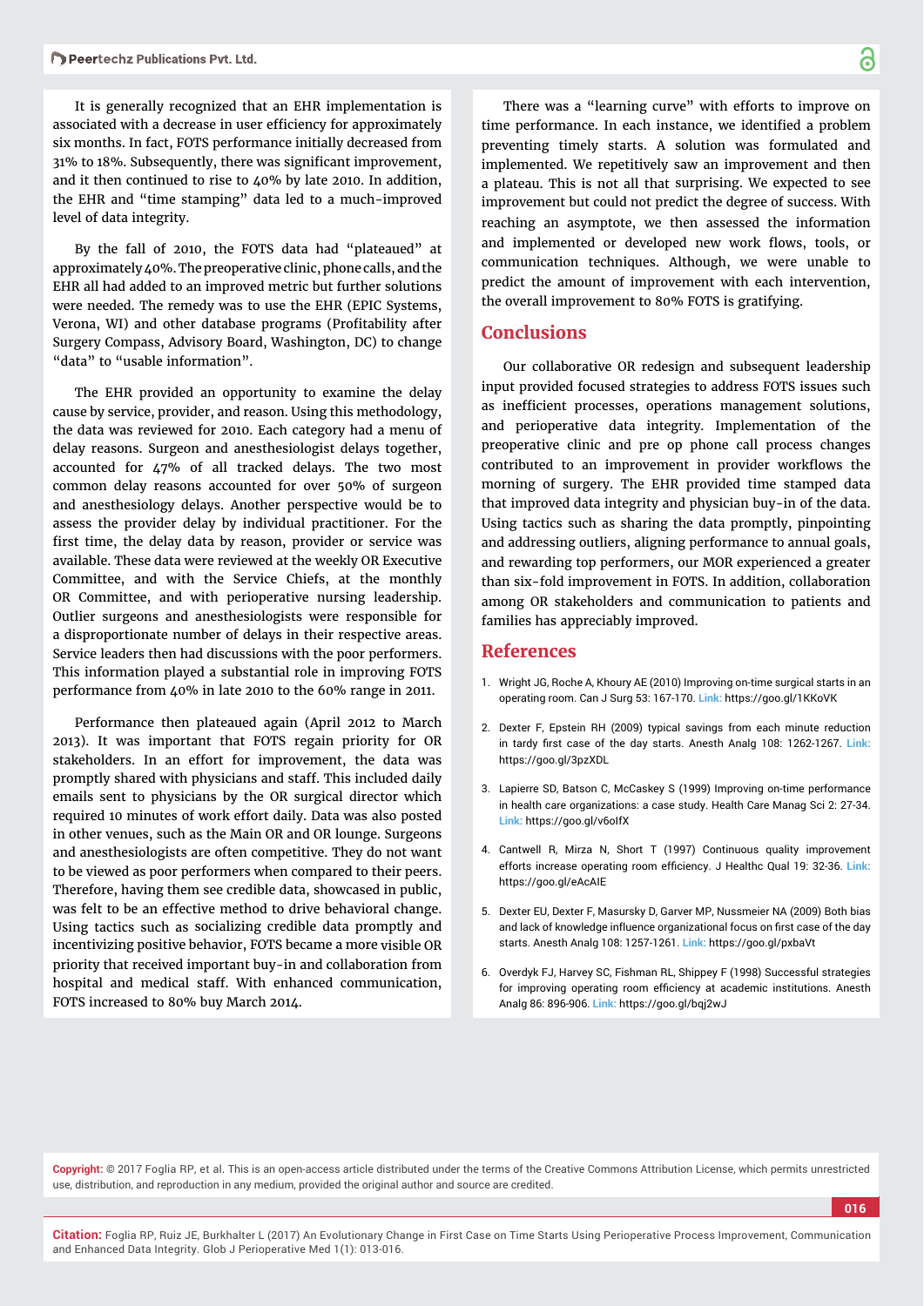It is generally recognized that an EHR implementation is associated with a decrease in user efficiency for approximately six months. In fact, FOTS performance initially decreased from 31% to 18%. Subsequently, there was significant improvement, and it then continued to rise to 40% by late 2010. In addition, the EHR and "time stamping" data led to a much-improved level of data integrity.

By the fall of 2010, the FOTS data had "plateaued" at approximately 40%. The preoperative clinic, phone calls, and the EHR all had added to an improved metric but further solutions were needed. The remedy was to use the EHR (EPIC Systems, Verona, WI) and other database programs (Profitability after Surgery Compass, Advisory Board, Washington, DC) to change "data" to "usable information".

The EHR provided an opportunity to examine the delay cause by service, provider, and reason. Using this methodology, the data was reviewed for 2010. Each category had a menu of delay reasons. Surgeon and anesthesiologist delays together, accounted for 47% of all tracked delays. The two most common delay reasons accounted for over 50% of surgeon and anesthesiology delays. Another perspective would be to assess the provider delay by individual practitioner. For the first time, the delay data by reason, provider or service was available. These data were reviewed at the weekly OR Executive Committee, and with the Service Chiefs, at the monthly OR Committee, and with perioperative nursing leadership. Outlier surgeons and anesthesiologists were responsible for a disproportionate number of delays in their respective areas. Service leaders then had discussions with the poor performers. This information played a substantial role in improving FOTS performance from 40% in late 2010 to the 60% range in 2011.

Performance then plateaued again (April 2012 to March 2013). It was important that FOTS regain priority for OR stakeholders. In an effort for improvement, the data was promptly shared with physicians and staff. This included daily emails sent to physicians by the OR surgical director which required 10 minutes of work effort daily. Data was also posted in other venues, such as the Main OR and OR lounge. Surgeons and anesthesiologists are often competitive. They do not want to be viewed as poor performers when compared to their peers. Therefore, having them see credible data, showcased in public, was felt to be an effective method to drive behavioral change. Using tactics such as socializing credible data promptly and incentivizing positive behavior, FOTS became a more visible OR priority that received important buy-in and collaboration from hospital and medical staff. With enhanced communication, FOTS increased to 80% buy March 2014.

There was a "learning curve" with efforts to improve on time performance. In each instance, we identified a problem preventing timely starts. A solution was formulated and implemented. We repetitively saw an improvement and then a plateau. This is not all that surprising. We expected to see improvement but could not predict the degree of success. With reaching an asymptote, we then assessed the information and implemented or developed new work flows, tools, or communication techniques. Although, we were unable to predict the amount of improvement with each intervention, the overall improvement to 80% FOTS is gratifying.

## Conclusions

Our collaborative OR redesign and subsequent leadership input provided focused strategies to address FOTS issues such as inefficient processes, operations management solutions, and perioperative data integrity. Implementation of the preoperative clinic and pre op phone call process changes contributed to an improvement in provider workflows the morning of surgery. The EHR provided time stamped data that improved data integrity and physician buy-in of the data. Using tactics such as sharing the data promptly, pinpointing and addressing outliers, aligning performance to annual goals, and rewarding top performers, our MOR experienced a greater than six-fold improvement in FOTS. In addition, collaboration among OR stakeholders and communication to patients and families has appreciably improved.

## References

1. Wright JG, Roche A, Khoury AE (2010) Improving on-time surgical starts in an operating room. Can J Surg 53: 167-170. Link: https://goo.gl/1KKoVK
2. Dexter F, Epstein RH (2009) typical savings from each minute reduction in tardy first case of the day starts. Anesth Analg 108: 1262-1267. Link: https://goo.gl/3pzXDL
3. Lapierre SD, Batson C, McCaskey S (1999) Improving on-time performance in health care organizations: a case study. Health Care Manag Sci 2: 27-34. Link: https://goo.gl/v6oIfX
4. Cantwell R, Mirza N, Short T (1997) Continuous quality improvement efforts increase operating room efficiency. J Healthc Qual 19: 32-36. Link: https://goo.gl/eAcAIE
5. Dexter EU, Dexter F, Masursky D, Garver MP, Nussmeier NA (2009) Both bias and lack of knowledge influence organizational focus on first case of the day starts. Anesth Analg 108: 1257-1261. Link: https://goo.gl/pxbaVt
6. Overdyk FJ, Harvey SC, Fishman RL, Shippey F (1998) Successful strategies for improving operating room efficiency at academic institutions. Anesth Analg 86: 896-906. Link: https://goo.gl/bqj2wJ

**Copyright:** © 2017 Foglia RP, et al. This is an open-access article distributed under the terms of the Creative Commons Attribution License, which permits unrestricted use, distribution, and reproduction in any medium, provided the original author and source are credited.